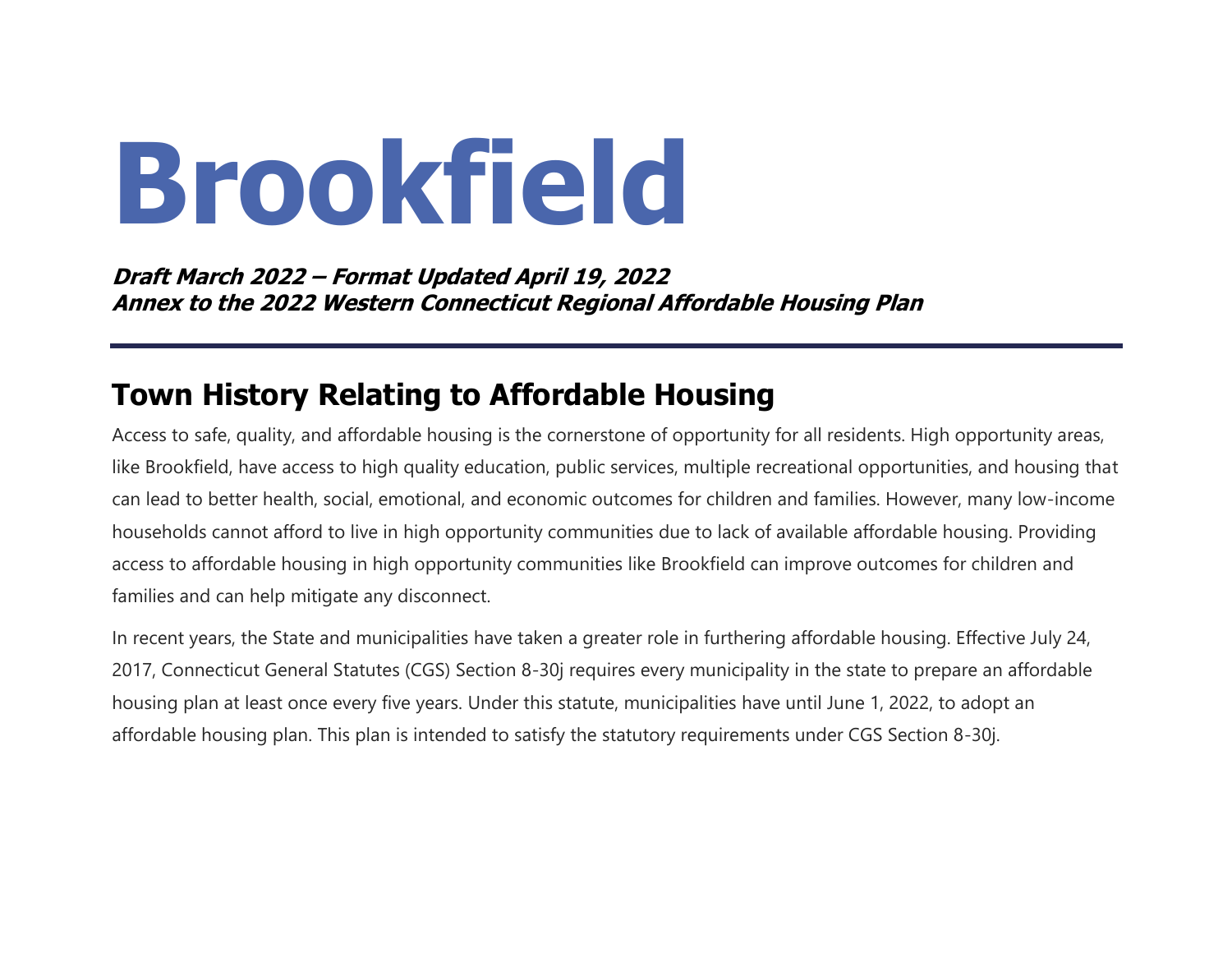# Brookfield

***Draft March 2022 – Format Updated April 19, 2022***
***Annex to the 2022 Western Connecticut Regional Affordable Housing Plan***

---

## Town History Relating to Affordable Housing

Access to safe, quality, and affordable housing is the cornerstone of opportunity for all residents. High opportunity areas, like Brookfield, have access to high quality education, public services, multiple recreational opportunities, and housing that can lead to better health, social, emotional, and economic outcomes for children and families. However, many low-income households cannot afford to live in high opportunity communities due to lack of available affordable housing. Providing access to affordable housing in high opportunity communities like Brookfield can improve outcomes for children and families and can help mitigate any disconnect.

In recent years, the State and municipalities have taken a greater role in furthering affordable housing. Effective July 24, 2017, Connecticut General Statutes (CGS) Section 8-30j requires every municipality in the state to prepare an affordable housing plan at least once every five years. Under this statute, municipalities have until June 1, 2022, to adopt an affordable housing plan. This plan is intended to satisfy the statutory requirements under CGS Section 8-30j.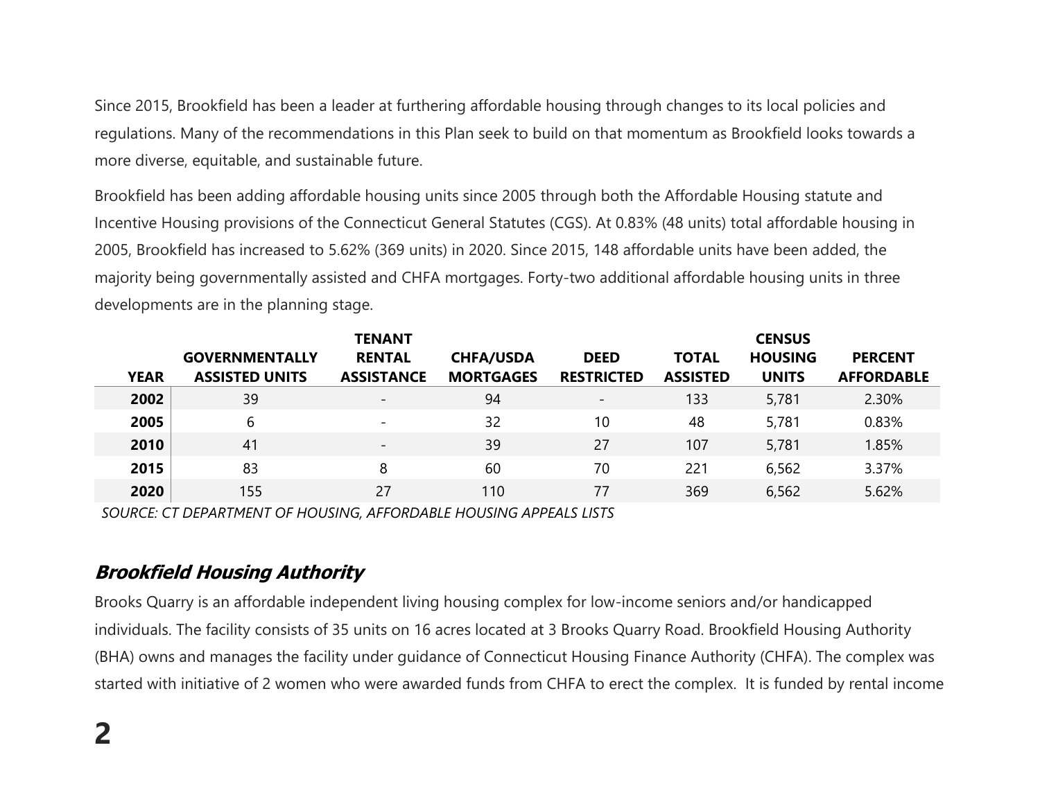Since 2015, Brookfield has been a leader at furthering affordable housing through changes to its local policies and regulations. Many of the recommendations in this Plan seek to build on that momentum as Brookfield looks towards a more diverse, equitable, and sustainable future.

Brookfield has been adding affordable housing units since 2005 through both the Affordable Housing statute and Incentive Housing provisions of the Connecticut General Statutes (CGS). At 0.83% (48 units) total affordable housing in 2005, Brookfield has increased to 5.62% (369 units) in 2020. Since 2015, 148 affordable units have been added, the majority being governmentally assisted and CHFA mortgages. Forty-two additional affordable housing units in three developments are in the planning stage.

| YEAR | GOVERNMENTALLY ASSISTED UNITS | TENANT RENTAL ASSISTANCE | CHFA/USDA MORTGAGES | DEED RESTRICTED | TOTAL ASSISTED | CENSUS HOUSING UNITS | PERCENT AFFORDABLE |
|---|---|---|---|---|---|---|---|
| **2002** | 39 | - | 94 | - | 133 | 5,781 | 2.30% |
| **2005** | 6 | - | 32 | 10 | 48 | 5,781 | 0.83% |
| **2010** | 41 | - | 39 | 27 | 107 | 5,781 | 1.85% |
| **2015** | 83 | 8 | 60 | 70 | 221 | 6,562 | 3.37% |
| **2020** | 155 | 27 | 110 | 77 | 369 | 6,562 | 5.62% |

*SOURCE: CT DEPARTMENT OF HOUSING, AFFORDABLE HOUSING APPEALS LISTS*

### ***Brookfield Housing Authority***

Brooks Quarry is an affordable independent living housing complex for low-income seniors and/or handicapped individuals. The facility consists of 35 units on 16 acres located at 3 Brooks Quarry Road. Brookfield Housing Authority (BHA) owns and manages the facility under guidance of Connecticut Housing Finance Authority (CHFA). The complex was started with initiative of 2 women who were awarded funds from CHFA to erect the complex. It is funded by rental income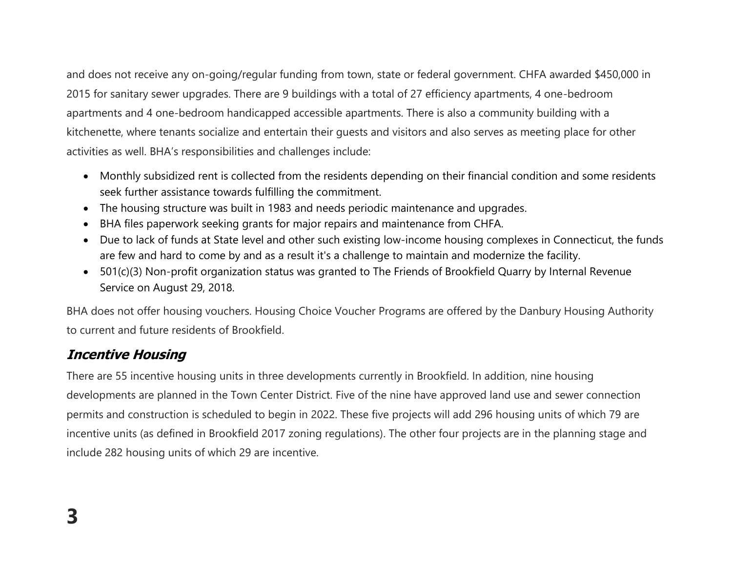and does not receive any on-going/regular funding from town, state or federal government. CHFA awarded $450,000 in 2015 for sanitary sewer upgrades. There are 9 buildings with a total of 27 efficiency apartments, 4 one-bedroom apartments and 4 one-bedroom handicapped accessible apartments. There is also a community building with a kitchenette, where tenants socialize and entertain their guests and visitors and also serves as meeting place for other activities as well. BHA's responsibilities and challenges include:

- Monthly subsidized rent is collected from the residents depending on their financial condition and some residents seek further assistance towards fulfilling the commitment.
- The housing structure was built in 1983 and needs periodic maintenance and upgrades.
- BHA files paperwork seeking grants for major repairs and maintenance from CHFA.
- Due to lack of funds at State level and other such existing low-income housing complexes in Connecticut, the funds are few and hard to come by and as a result it's a challenge to maintain and modernize the facility.
- 501(c)(3) Non-profit organization status was granted to The Friends of Brookfield Quarry by Internal Revenue Service on August 29, 2018.

BHA does not offer housing vouchers. Housing Choice Voucher Programs are offered by the Danbury Housing Authority to current and future residents of Brookfield.

## *Incentive Housing*

There are 55 incentive housing units in three developments currently in Brookfield. In addition, nine housing developments are planned in the Town Center District. Five of the nine have approved land use and sewer connection permits and construction is scheduled to begin in 2022. These five projects will add 296 housing units of which 79 are incentive units (as defined in Brookfield 2017 zoning regulations). The other four projects are in the planning stage and include 282 housing units of which 29 are incentive.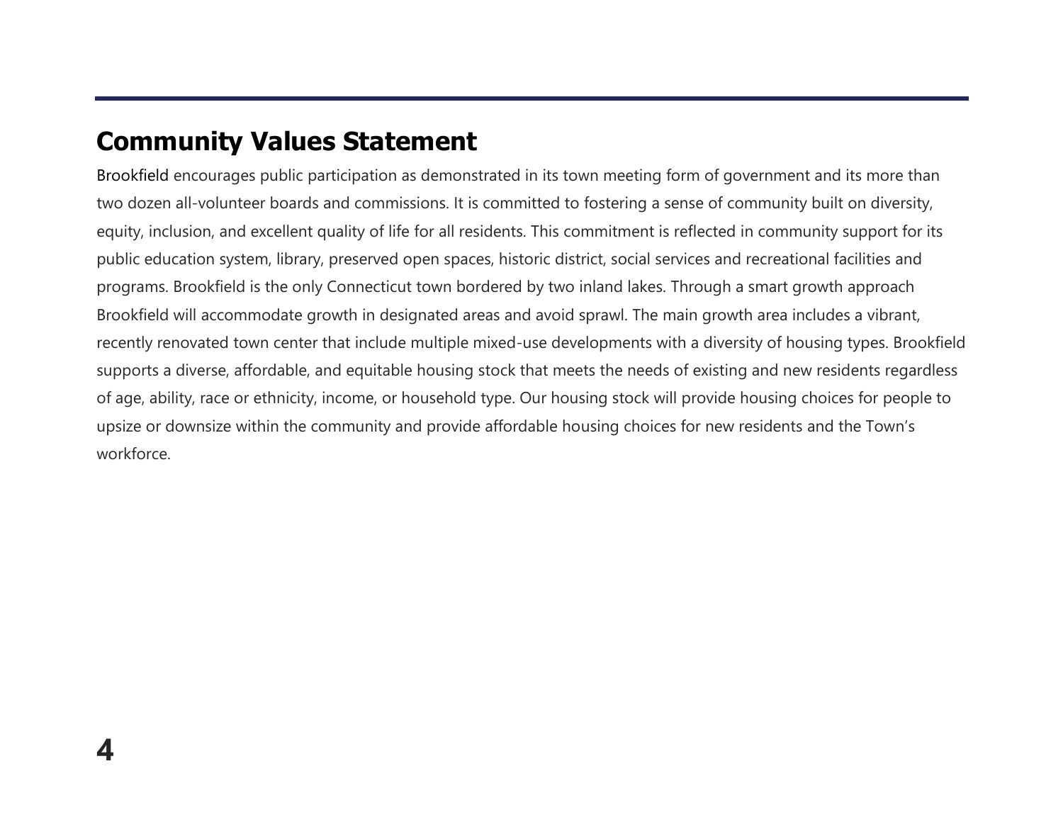## Community Values Statement

Brookfield encourages public participation as demonstrated in its town meeting form of government and its more than two dozen all-volunteer boards and commissions. It is committed to fostering a sense of community built on diversity, equity, inclusion, and excellent quality of life for all residents. This commitment is reflected in community support for its public education system, library, preserved open spaces, historic district, social services and recreational facilities and programs. Brookfield is the only Connecticut town bordered by two inland lakes. Through a smart growth approach Brookfield will accommodate growth in designated areas and avoid sprawl. The main growth area includes a vibrant, recently renovated town center that include multiple mixed-use developments with a diversity of housing types. Brookfield supports a diverse, affordable, and equitable housing stock that meets the needs of existing and new residents regardless of age, ability, race or ethnicity, income, or household type. Our housing stock will provide housing choices for people to upsize or downsize within the community and provide affordable housing choices for new residents and the Town's workforce.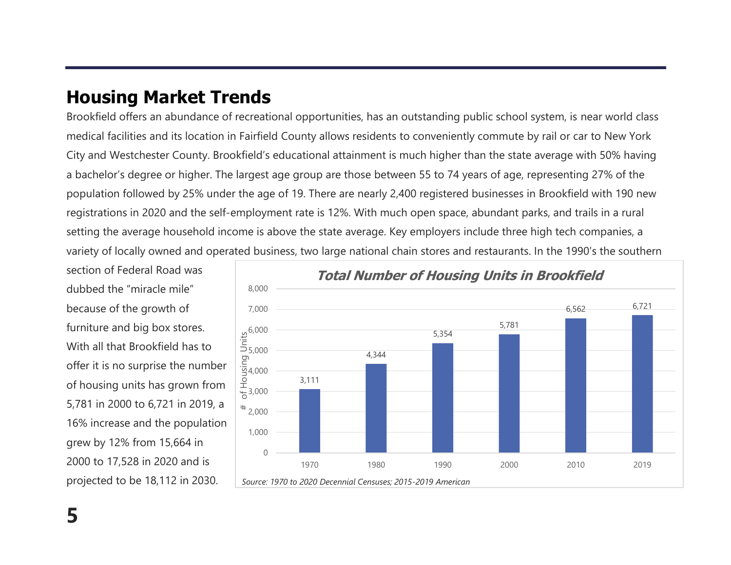## Housing Market Trends

Brookfield offers an abundance of recreational opportunities, has an outstanding public school system, is near world class medical facilities and its location in Fairfield County allows residents to conveniently commute by rail or car to New York City and Westchester County. Brookfield's educational attainment is much higher than the state average with 50% having a bachelor's degree or higher. The largest age group are those between 55 to 74 years of age, representing 27% of the population followed by 25% under the age of 19. There are nearly 2,400 registered businesses in Brookfield with 190 new registrations in 2020 and the self-employment rate is 12%. With much open space, abundant parks, and trails in a rural setting the average household income is above the state average. Key employers include three high tech companies, a variety of locally owned and operated business, two large national chain stores and restaurants. In the 1990's the southern section of Federal Road was dubbed the "miracle mile" because of the growth of furniture and big box stores. With all that Brookfield has to offer it is no surprise the number of housing units has grown from 5,781 in 2000 to 6,721 in 2019, a 16% increase and the population grew by 12% from 15,664 in 2000 to 17,528 in 2020 and is projected to be 18,112 in 2030.

**Total Number of Housing Units in Brookfield**

| Year | # of Housing Units |
|---|---|
| 1970 | 3,111 |
| 1980 | 4,344 |
| 1990 | 5,354 |
| 2000 | 5,781 |
| 2010 | 6,562 |
| 2019 | 6,721 |

*Source: 1970 to 2020 Decennial Censuses; 2015-2019 American*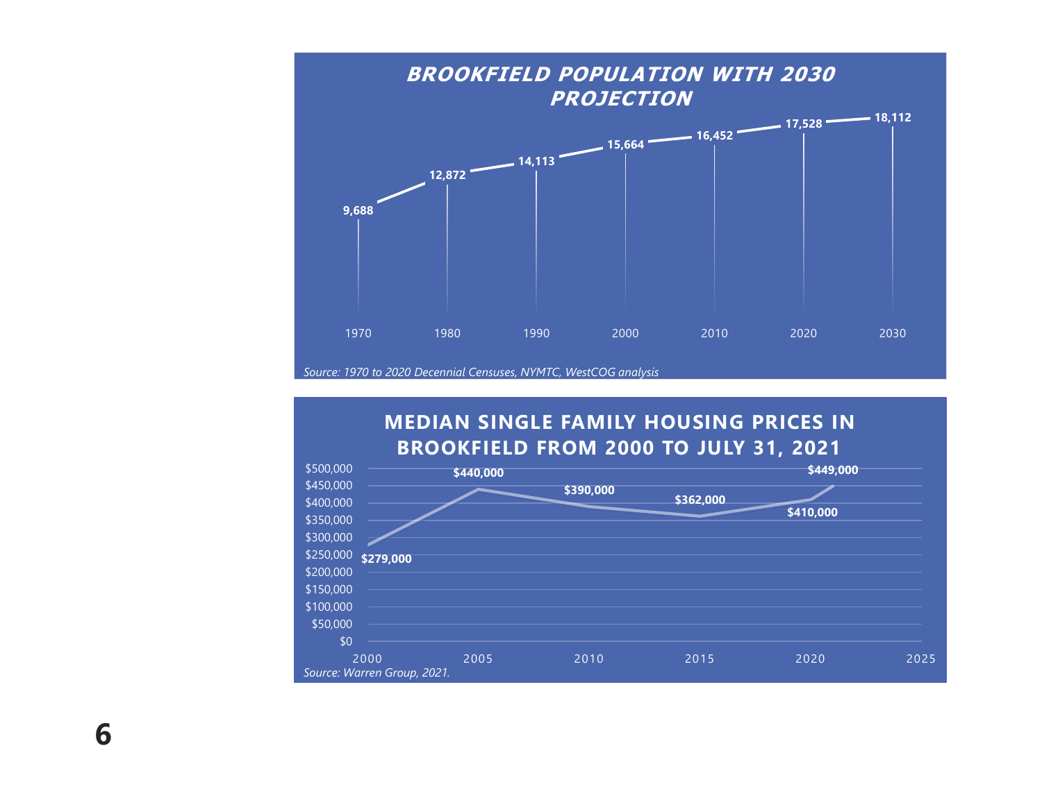## BROOKFIELD POPULATION WITH 2030 PROJECTION

| Year | Population |
|---|---|
| 1970 | 9,688 |
| 1980 | 12,872 |
| 1990 | 14,113 |
| 2000 | 15,664 |
| 2010 | 16,452 |
| 2020 | 17,528 |
| 2030 | 18,112 |

*Source: 1970 to 2020 Decennial Censuses, NYMTC, WestCOG analysis*

## MEDIAN SINGLE FAMILY HOUSING PRICES IN BROOKFIELD FROM 2000 TO JULY 31, 2021

| Year | Median Price |
|---|---|
| 2000 | $279,000 |
| 2005 | $440,000 |
| 2010 | $390,000 |
| 2015 | $362,000 |
| 2020 | $410,000 |
| 2021 | $449,000 |

*Source: Warren Group, 2021.*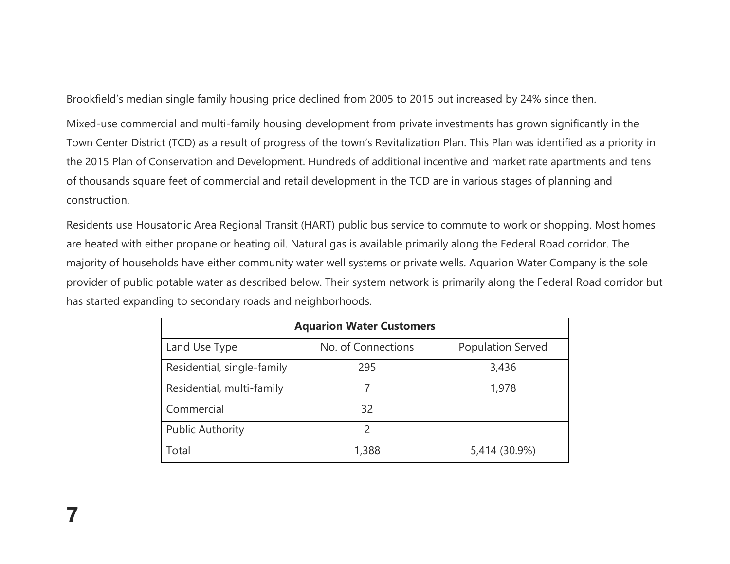Brookfield’s median single family housing price declined from 2005 to 2015 but increased by 24% since then.

Mixed-use commercial and multi-family housing development from private investments has grown significantly in the Town Center District (TCD) as a result of progress of the town’s Revitalization Plan. This Plan was identified as a priority in the 2015 Plan of Conservation and Development. Hundreds of additional incentive and market rate apartments and tens of thousands square feet of commercial and retail development in the TCD are in various stages of planning and construction.

Residents use Housatonic Area Regional Transit (HART) public bus service to commute to work or shopping. Most homes are heated with either propane or heating oil. Natural gas is available primarily along the Federal Road corridor. The majority of households have either community water well systems or private wells. Aquarion Water Company is the sole provider of public potable water as described below. Their system network is primarily along the Federal Road corridor but has started expanding to secondary roads and neighborhoods.

| **Aquarion Water Customers** | | |
|---|---|---|
| Land Use Type | No. of Connections | Population Served |
| Residential, single-family | 295 | 3,436 |
| Residential, multi-family | 7 | 1,978 |
| Commercial | 32 | |
| Public Authority | 2 | |
| Total | 1,388 | 5,414 (30.9%) |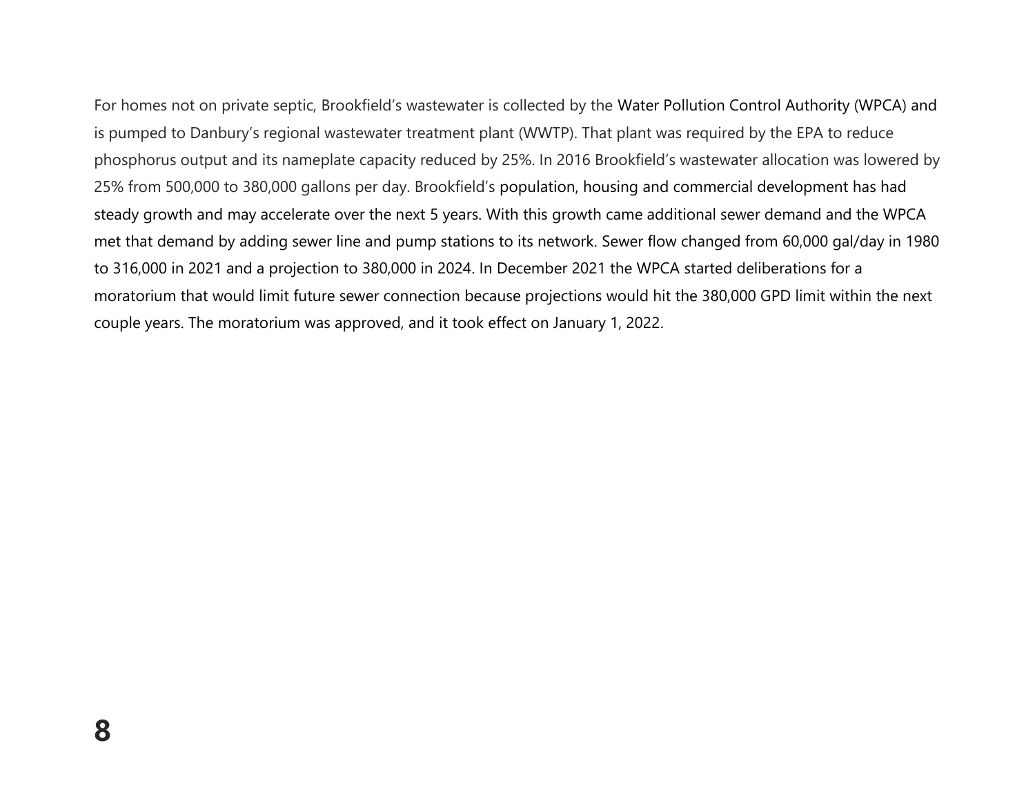For homes not on private septic, Brookfield's wastewater is collected by the Water Pollution Control Authority (WPCA) and is pumped to Danbury's regional wastewater treatment plant (WWTP). That plant was required by the EPA to reduce phosphorus output and its nameplate capacity reduced by 25%. In 2016 Brookfield's wastewater allocation was lowered by 25% from 500,000 to 380,000 gallons per day. Brookfield's population, housing and commercial development has had steady growth and may accelerate over the next 5 years. With this growth came additional sewer demand and the WPCA met that demand by adding sewer line and pump stations to its network. Sewer flow changed from 60,000 gal/day in 1980 to 316,000 in 2021 and a projection to 380,000 in 2024. In December 2021 the WPCA started deliberations for a moratorium that would limit future sewer connection because projections would hit the 380,000 GPD limit within the next couple years. The moratorium was approved, and it took effect on January 1, 2022.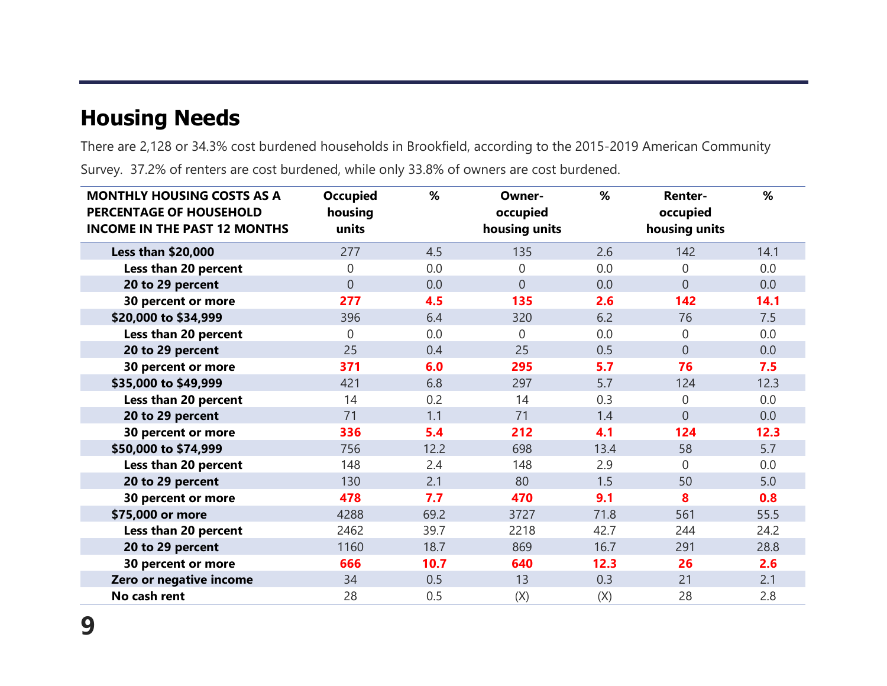## Housing Needs

There are 2,128 or 34.3% cost burdened households in Brookfield, according to the 2015-2019 American Community Survey. 37.2% of renters are cost burdened, while only 33.8% of owners are cost burdened.

| MONTHLY HOUSING COSTS AS A PERCENTAGE OF HOUSEHOLD INCOME IN THE PAST 12 MONTHS | Occupied housing units | % | Owner-occupied housing units | % | Renter-occupied housing units | % |
|---|---|---|---|---|---|---|
| **Less than $20,000** | 277 | 4.5 | 135 | 2.6 | 142 | 14.1 |
| **Less than 20 percent** | 0 | 0.0 | 0 | 0.0 | 0 | 0.0 |
| **20 to 29 percent** | 0 | 0.0 | 0 | 0.0 | 0 | 0.0 |
| **30 percent or more** | **277** | **4.5** | **135** | **2.6** | **142** | **14.1** |
| **$20,000 to $34,999** | 396 | 6.4 | 320 | 6.2 | 76 | 7.5 |
| **Less than 20 percent** | 0 | 0.0 | 0 | 0.0 | 0 | 0.0 |
| **20 to 29 percent** | 25 | 0.4 | 25 | 0.5 | 0 | 0.0 |
| **30 percent or more** | **371** | **6.0** | **295** | **5.7** | **76** | **7.5** |
| **$35,000 to $49,999** | 421 | 6.8 | 297 | 5.7 | 124 | 12.3 |
| **Less than 20 percent** | 14 | 0.2 | 14 | 0.3 | 0 | 0.0 |
| **20 to 29 percent** | 71 | 1.1 | 71 | 1.4 | 0 | 0.0 |
| **30 percent or more** | **336** | **5.4** | **212** | **4.1** | **124** | **12.3** |
| **$50,000 to $74,999** | 756 | 12.2 | 698 | 13.4 | 58 | 5.7 |
| **Less than 20 percent** | 148 | 2.4 | 148 | 2.9 | 0 | 0.0 |
| **20 to 29 percent** | 130 | 2.1 | 80 | 1.5 | 50 | 5.0 |
| **30 percent or more** | **478** | **7.7** | **470** | **9.1** | **8** | **0.8** |
| **$75,000 or more** | 4288 | 69.2 | 3727 | 71.8 | 561 | 55.5 |
| **Less than 20 percent** | 2462 | 39.7 | 2218 | 42.7 | 244 | 24.2 |
| **20 to 29 percent** | 1160 | 18.7 | 869 | 16.7 | 291 | 28.8 |
| **30 percent or more** | **666** | **10.7** | **640** | **12.3** | **26** | **2.6** |
| **Zero or negative income** | 34 | 0.5 | 13 | 0.3 | 21 | 2.1 |
| **No cash rent** | 28 | 0.5 | (X) | (X) | 28 | 2.8 |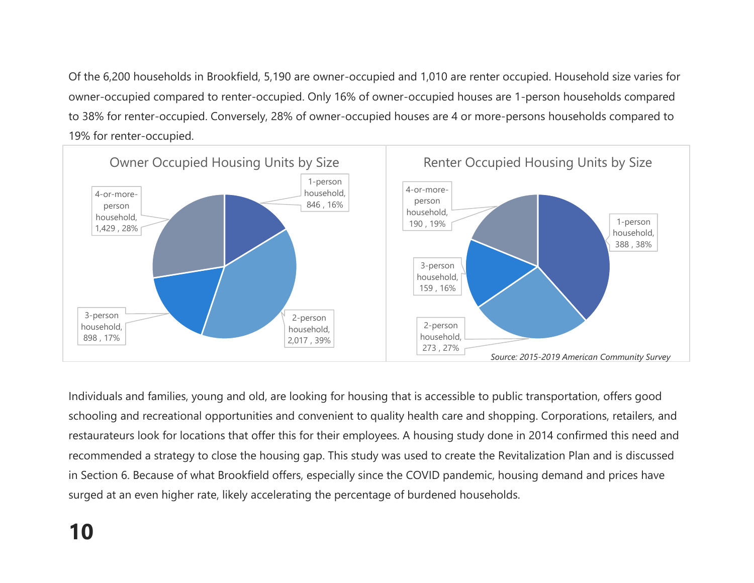Of the 6,200 households in Brookfield, 5,190 are owner-occupied and 1,010 are renter occupied. Household size varies for owner-occupied compared to renter-occupied. Only 16% of owner-occupied houses are 1-person households compared to 38% for renter-occupied. Conversely, 28% of owner-occupied houses are 4 or more-persons households compared to 19% for renter-occupied.

**Owner Occupied Housing Units by Size**

| Household size | Units | Percent |
| --- | --- | --- |
| 1-person household | 846 | 16% |
| 2-person household | 2,017 | 39% |
| 3-person household | 898 | 17% |
| 4-or-more-person household | 1,429 | 28% |

**Renter Occupied Housing Units by Size**

| Household size | Units | Percent |
| --- | --- | --- |
| 1-person household | 388 | 38% |
| 2-person household | 273 | 27% |
| 3-person household | 159 | 16% |
| 4-or-more-person household | 190 | 19% |

*Source: 2015-2019 American Community Survey*

Individuals and families, young and old, are looking for housing that is accessible to public transportation, offers good schooling and recreational opportunities and convenient to quality health care and shopping. Corporations, retailers, and restaurateurs look for locations that offer this for their employees. A housing study done in 2014 confirmed this need and recommended a strategy to close the housing gap. This study was used to create the Revitalization Plan and is discussed in Section 6. Because of what Brookfield offers, especially since the COVID pandemic, housing demand and prices have surged at an even higher rate, likely accelerating the percentage of burdened households.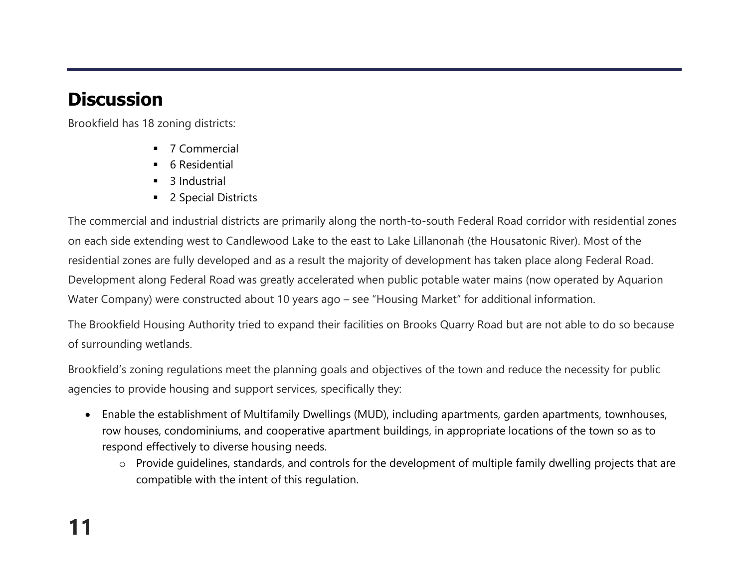## Discussion

Brookfield has 18 zoning districts:

- 7 Commercial
- 6 Residential
- 3 Industrial
- 2 Special Districts

The commercial and industrial districts are primarily along the north-to-south Federal Road corridor with residential zones on each side extending west to Candlewood Lake to the east to Lake Lillanonah (the Housatonic River). Most of the residential zones are fully developed and as a result the majority of development has taken place along Federal Road. Development along Federal Road was greatly accelerated when public potable water mains (now operated by Aquarion Water Company) were constructed about 10 years ago – see "Housing Market" for additional information.

The Brookfield Housing Authority tried to expand their facilities on Brooks Quarry Road but are not able to do so because of surrounding wetlands.

Brookfield's zoning regulations meet the planning goals and objectives of the town and reduce the necessity for public agencies to provide housing and support services, specifically they:

- Enable the establishment of Multifamily Dwellings (MUD), including apartments, garden apartments, townhouses, row houses, condominiums, and cooperative apartment buildings, in appropriate locations of the town so as to respond effectively to diverse housing needs.
  - Provide guidelines, standards, and controls for the development of multiple family dwelling projects that are compatible with the intent of this regulation.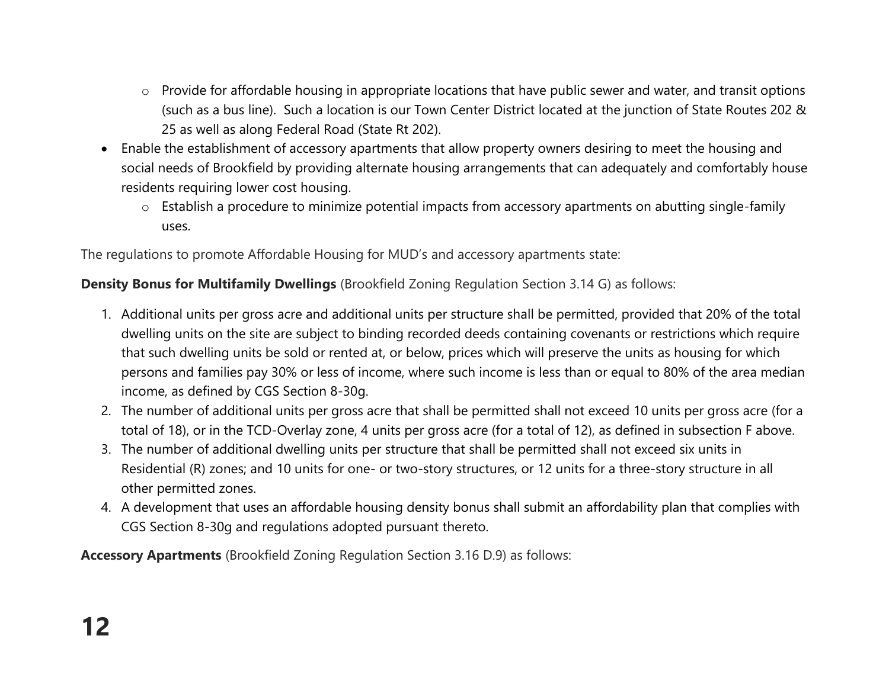- Provide for affordable housing in appropriate locations that have public sewer and water, and transit options (such as a bus line). Such a location is our Town Center District located at the junction of State Routes 202 & 25 as well as along Federal Road (State Rt 202).
- Enable the establishment of accessory apartments that allow property owners desiring to meet the housing and social needs of Brookfield by providing alternate housing arrangements that can adequately and comfortably house residents requiring lower cost housing.
    - Establish a procedure to minimize potential impacts from accessory apartments on abutting single-family uses.

The regulations to promote Affordable Housing for MUD's and accessory apartments state:

**Density Bonus for Multifamily Dwellings** (Brookfield Zoning Regulation Section 3.14 G) as follows:

1. Additional units per gross acre and additional units per structure shall be permitted, provided that 20% of the total dwelling units on the site are subject to binding recorded deeds containing covenants or restrictions which require that such dwelling units be sold or rented at, or below, prices which will preserve the units as housing for which persons and families pay 30% or less of income, where such income is less than or equal to 80% of the area median income, as defined by CGS Section 8-30g.
2. The number of additional units per gross acre that shall be permitted shall not exceed 10 units per gross acre (for a total of 18), or in the TCD-Overlay zone, 4 units per gross acre (for a total of 12), as defined in subsection F above.
3. The number of additional dwelling units per structure that shall be permitted shall not exceed six units in Residential (R) zones; and 10 units for one- or two-story structures, or 12 units for a three-story structure in all other permitted zones.
4. A development that uses an affordable housing density bonus shall submit an affordability plan that complies with CGS Section 8-30g and regulations adopted pursuant thereto.

**Accessory Apartments** (Brookfield Zoning Regulation Section 3.16 D.9) as follows: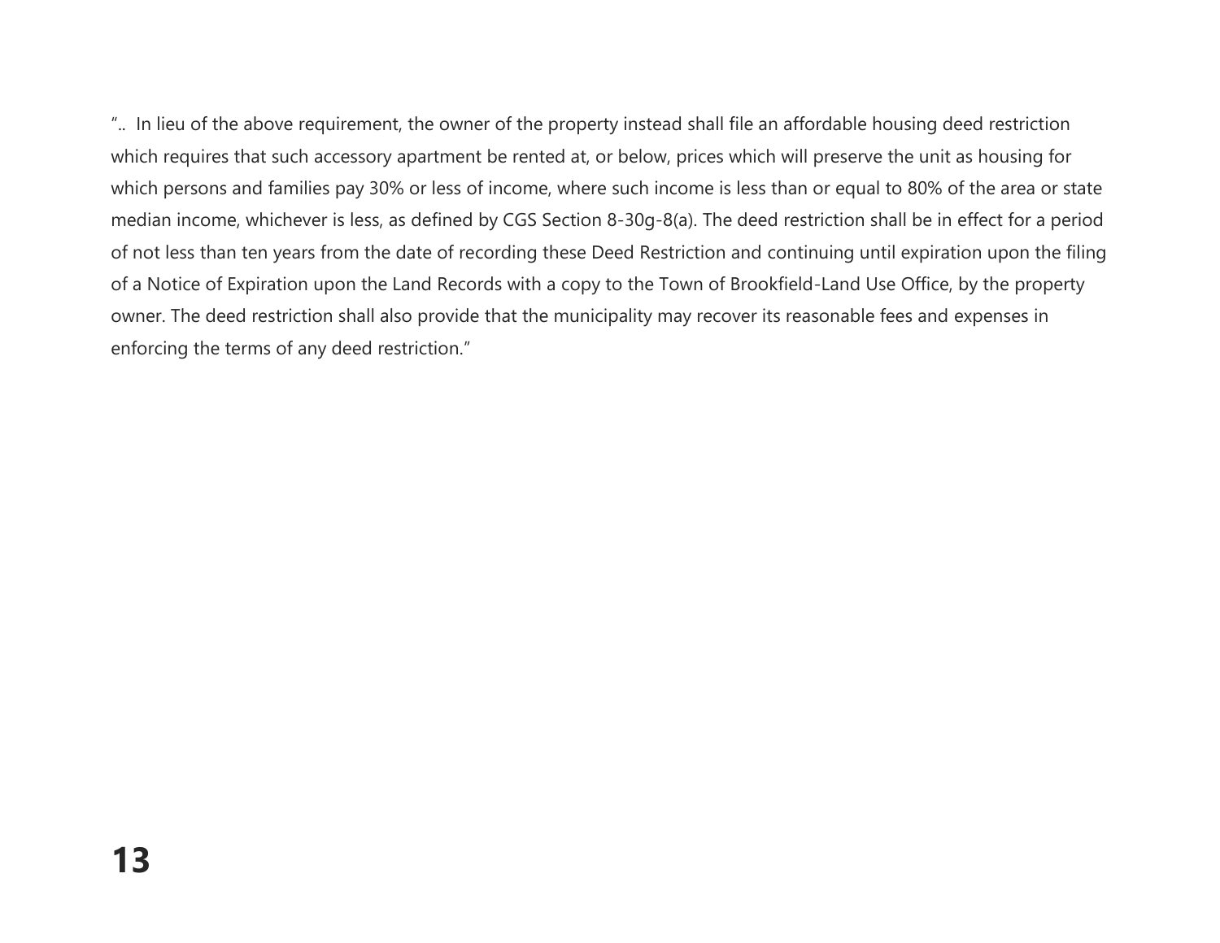“.. In lieu of the above requirement, the owner of the property instead shall file an affordable housing deed restriction which requires that such accessory apartment be rented at, or below, prices which will preserve the unit as housing for which persons and families pay 30% or less of income, where such income is less than or equal to 80% of the area or state median income, whichever is less, as defined by CGS Section 8-30g-8(a). The deed restriction shall be in effect for a period of not less than ten years from the date of recording these Deed Restriction and continuing until expiration upon the filing of a Notice of Expiration upon the Land Records with a copy to the Town of Brookfield-Land Use Office, by the property owner. The deed restriction shall also provide that the municipality may recover its reasonable fees and expenses in enforcing the terms of any deed restriction.”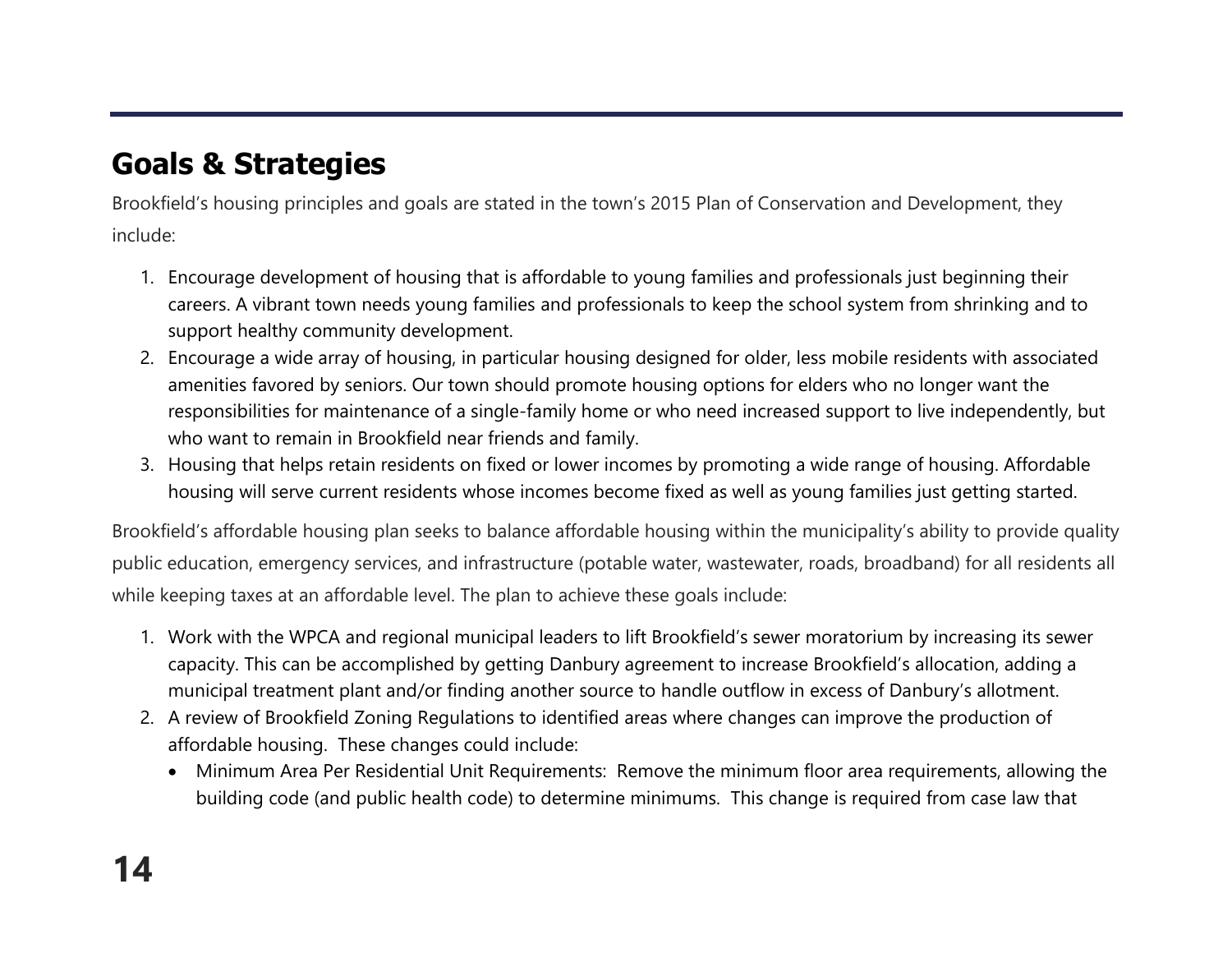## Goals & Strategies

Brookfield's housing principles and goals are stated in the town's 2015 Plan of Conservation and Development, they include:

1. Encourage development of housing that is affordable to young families and professionals just beginning their careers. A vibrant town needs young families and professionals to keep the school system from shrinking and to support healthy community development.
2. Encourage a wide array of housing, in particular housing designed for older, less mobile residents with associated amenities favored by seniors. Our town should promote housing options for elders who no longer want the responsibilities for maintenance of a single-family home or who need increased support to live independently, but who want to remain in Brookfield near friends and family.
3. Housing that helps retain residents on fixed or lower incomes by promoting a wide range of housing. Affordable housing will serve current residents whose incomes become fixed as well as young families just getting started.

Brookfield's affordable housing plan seeks to balance affordable housing within the municipality's ability to provide quality public education, emergency services, and infrastructure (potable water, wastewater, roads, broadband) for all residents all while keeping taxes at an affordable level. The plan to achieve these goals include:

1. Work with the WPCA and regional municipal leaders to lift Brookfield's sewer moratorium by increasing its sewer capacity. This can be accomplished by getting Danbury agreement to increase Brookfield's allocation, adding a municipal treatment plant and/or finding another source to handle outflow in excess of Danbury's allotment.
2. A review of Brookfield Zoning Regulations to identified areas where changes can improve the production of affordable housing. These changes could include:
   - Minimum Area Per Residential Unit Requirements: Remove the minimum floor area requirements, allowing the building code (and public health code) to determine minimums. This change is required from case law that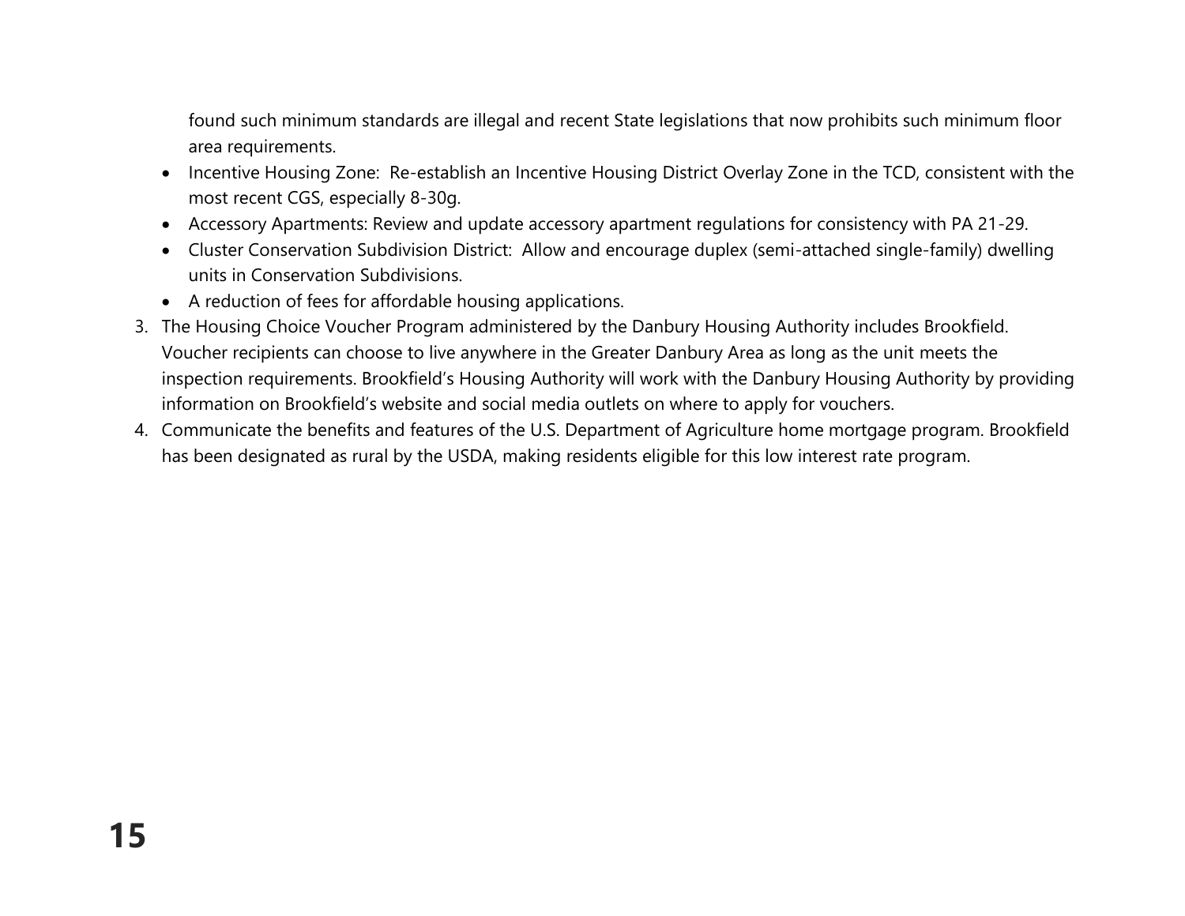found such minimum standards are illegal and recent State legislations that now prohibits such minimum floor area requirements.

- Incentive Housing Zone: Re-establish an Incentive Housing District Overlay Zone in the TCD, consistent with the most recent CGS, especially 8-30g.
- Accessory Apartments: Review and update accessory apartment regulations for consistency with PA 21-29.
- Cluster Conservation Subdivision District: Allow and encourage duplex (semi-attached single-family) dwelling units in Conservation Subdivisions.
- A reduction of fees for affordable housing applications.

3. The Housing Choice Voucher Program administered by the Danbury Housing Authority includes Brookfield. Voucher recipients can choose to live anywhere in the Greater Danbury Area as long as the unit meets the inspection requirements. Brookfield's Housing Authority will work with the Danbury Housing Authority by providing information on Brookfield's website and social media outlets on where to apply for vouchers.
4. Communicate the benefits and features of the U.S. Department of Agriculture home mortgage program. Brookfield has been designated as rural by the USDA, making residents eligible for this low interest rate program.